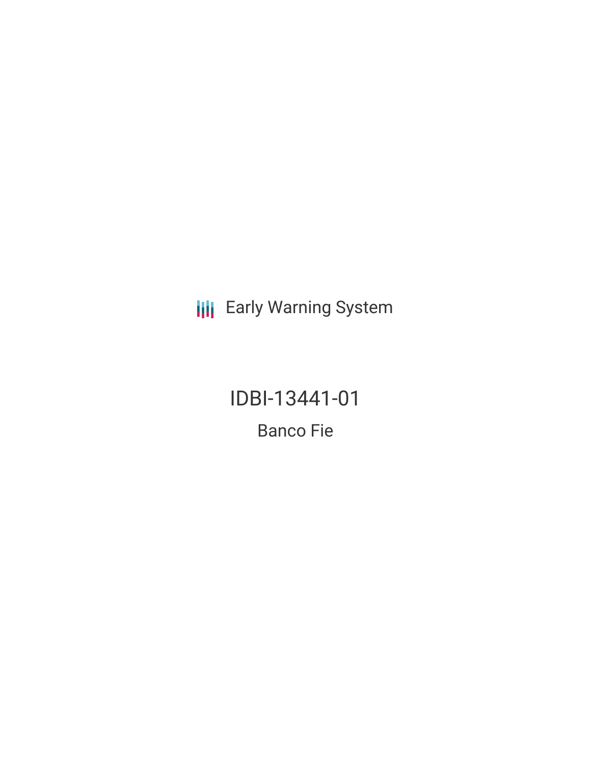Early Warning System

# IDBI-13441-01

## Banco Fie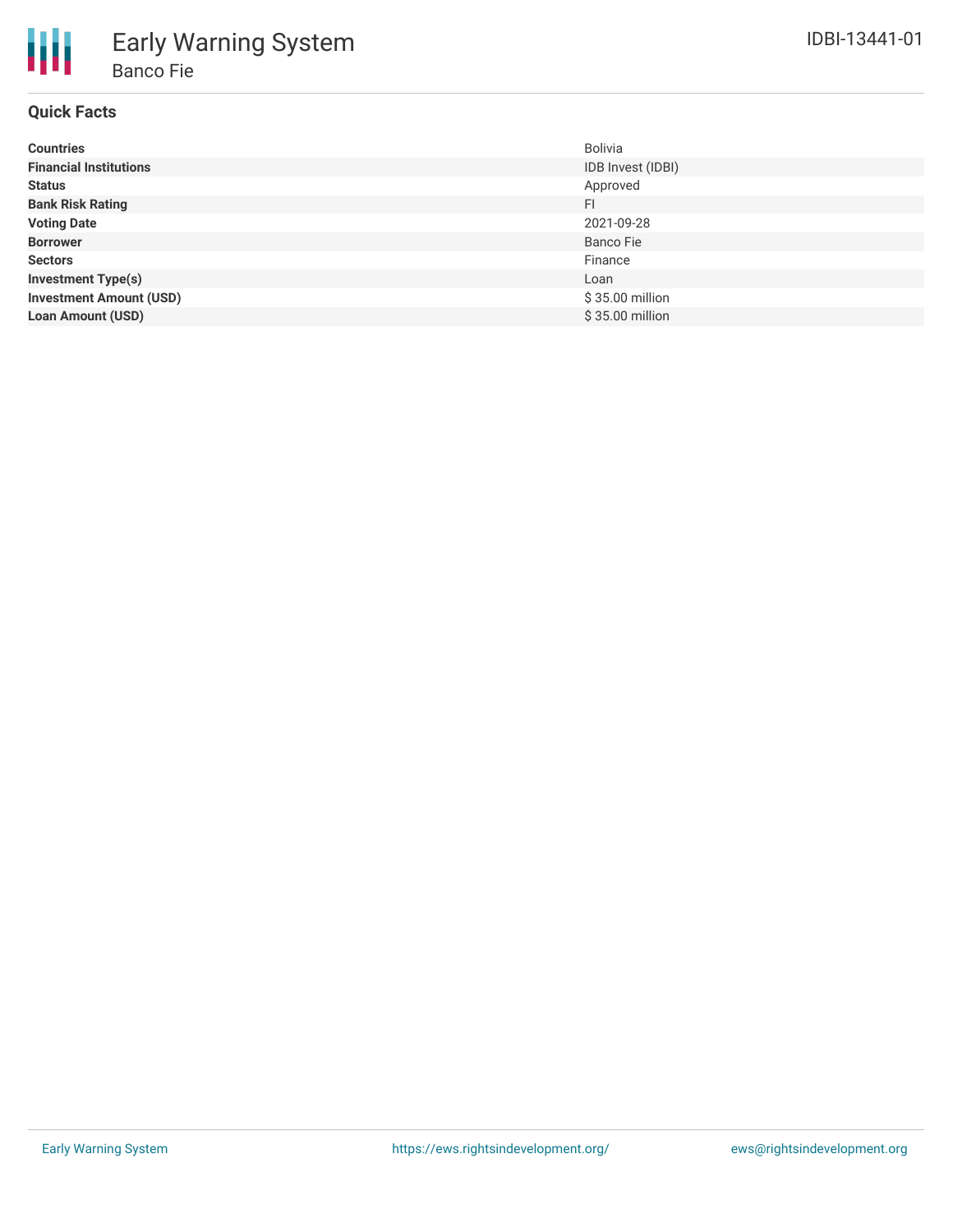# Early Warning System

## Banco Fie

IDBI-13441-01

### Quick Facts

| | |
|---|---|
| **Countries** | Bolivia |
| **Financial Institutions** | IDB Invest (IDBI) |
| **Status** | Approved |
| **Bank Risk Rating** | FI |
| **Voting Date** | 2021-09-28 |
| **Borrower** | Banco Fie |
| **Sectors** | Finance |
| **Investment Type(s)** | Loan |
| **Investment Amount (USD)** | $ 35.00 million |
| **Loan Amount (USD)** | $ 35.00 million |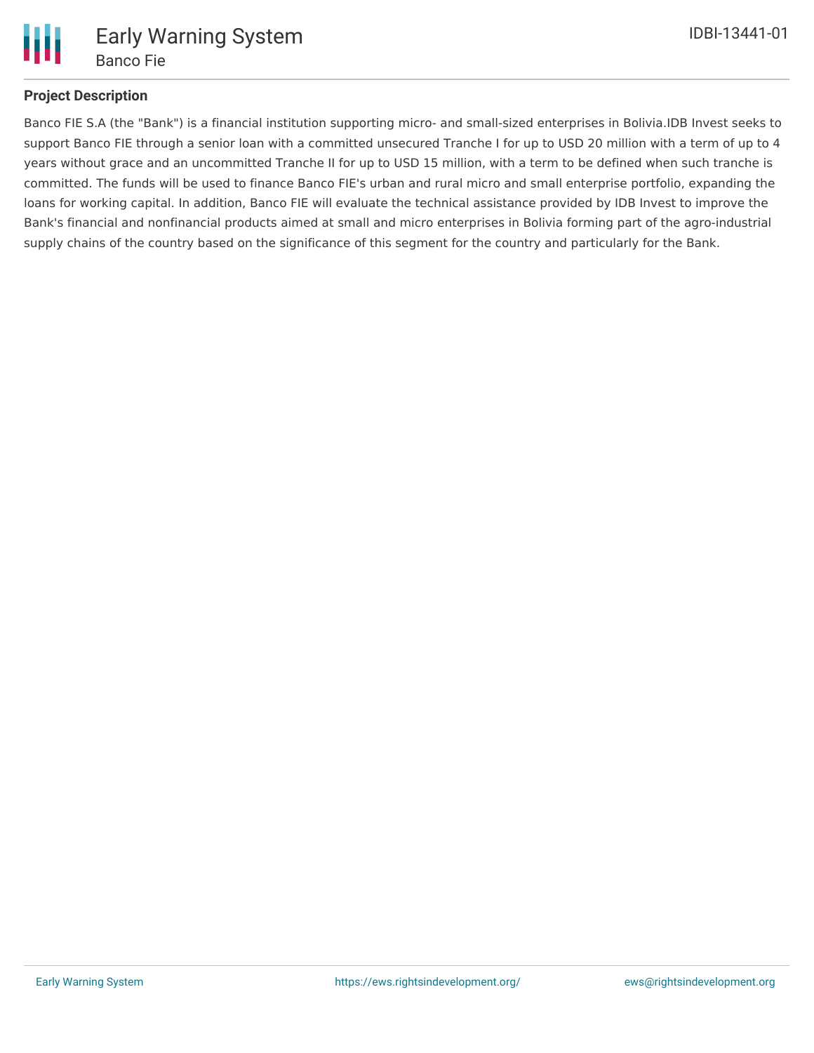## Project Description

Banco FIE S.A (the "Bank") is a financial institution supporting micro- and small-sized enterprises in Bolivia.IDB Invest seeks to support Banco FIE through a senior loan with a committed unsecured Tranche I for up to USD 20 million with a term of up to 4 years without grace and an uncommitted Tranche II for up to USD 15 million, with a term to be defined when such tranche is committed. The funds will be used to finance Banco FIE's urban and rural micro and small enterprise portfolio, expanding the loans for working capital. In addition, Banco FIE will evaluate the technical assistance provided by IDB Invest to improve the Bank's financial and nonfinancial products aimed at small and micro enterprises in Bolivia forming part of the agro-industrial supply chains of the country based on the significance of this segment for the country and particularly for the Bank.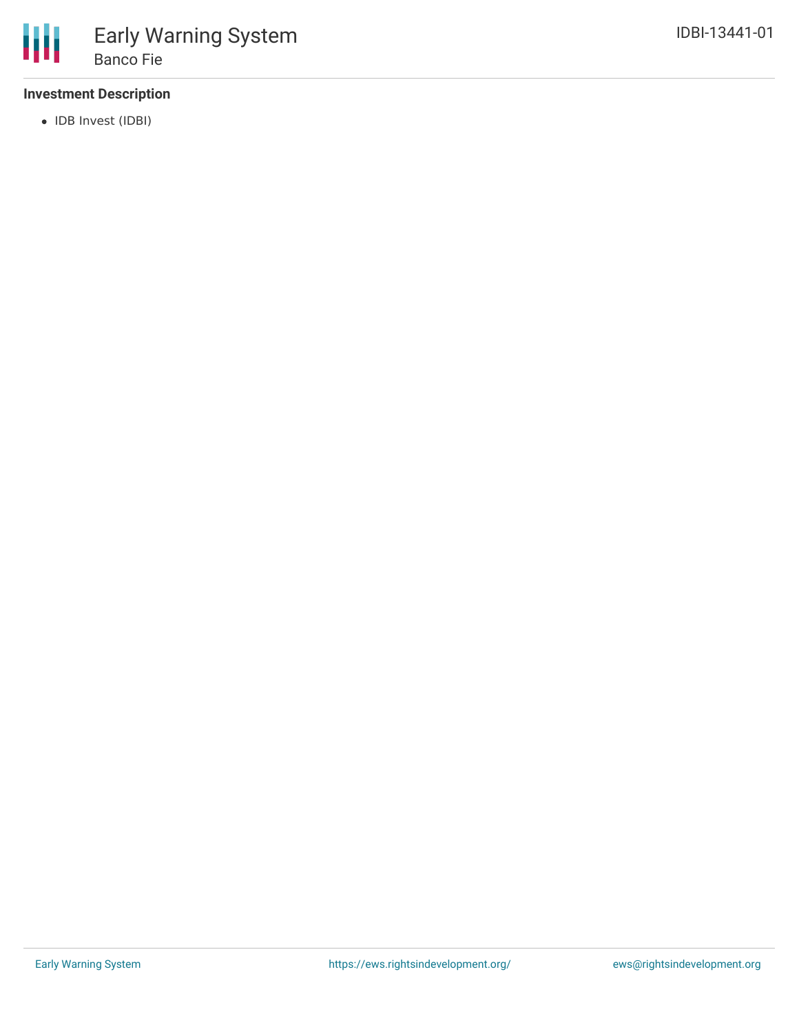### Investment Description

- IDB Invest (IDBI)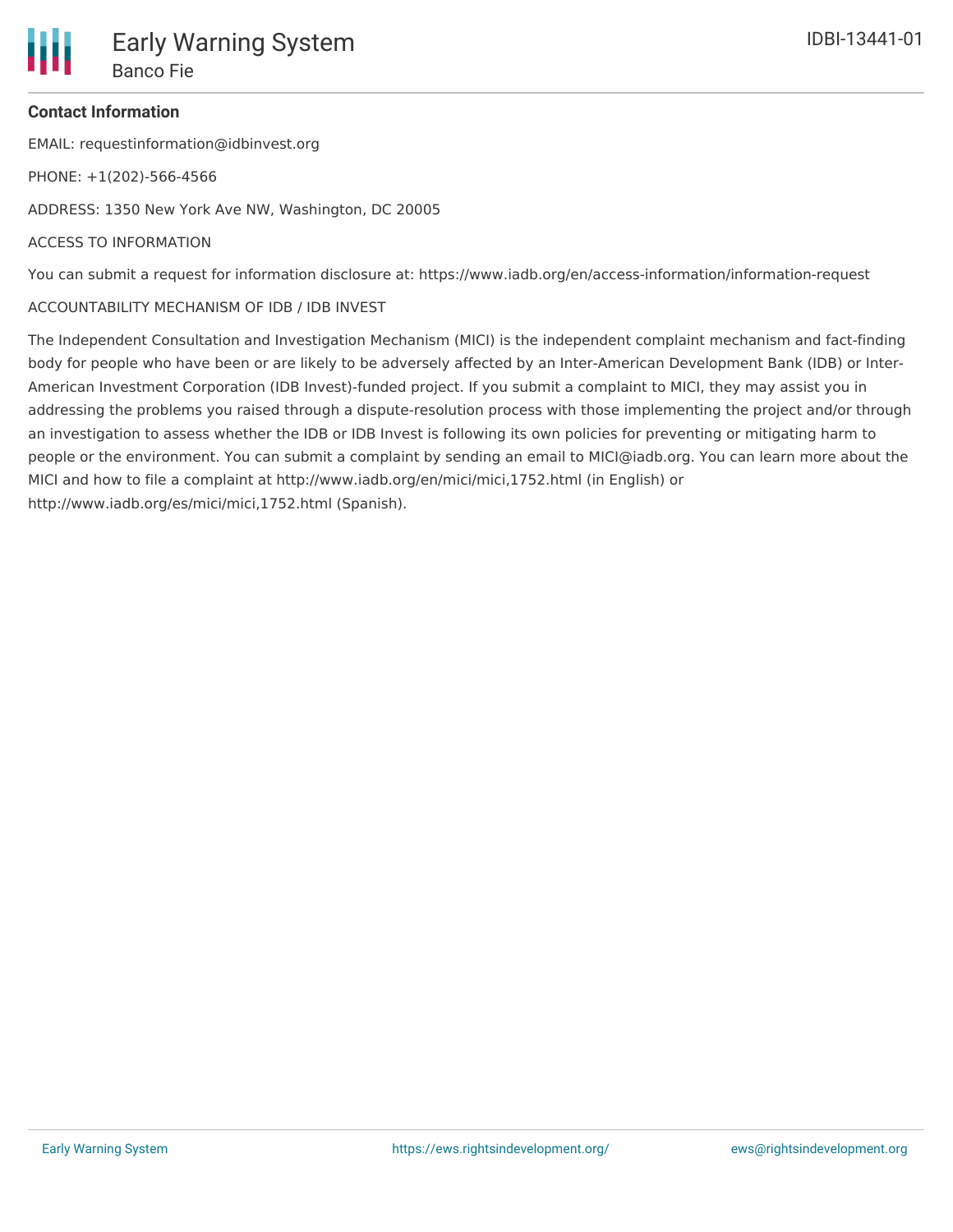**Contact Information**

EMAIL: requestinformation@idbinvest.org

PHONE: +1(202)-566-4566

ADDRESS: 1350 New York Ave NW, Washington, DC 20005

ACCESS TO INFORMATION

You can submit a request for information disclosure at: https://www.iadb.org/en/access-information/information-request

ACCOUNTABILITY MECHANISM OF IDB / IDB INVEST

The Independent Consultation and Investigation Mechanism (MICI) is the independent complaint mechanism and fact-finding body for people who have been or are likely to be adversely affected by an Inter-American Development Bank (IDB) or Inter-American Investment Corporation (IDB Invest)-funded project. If you submit a complaint to MICI, they may assist you in addressing the problems you raised through a dispute-resolution process with those implementing the project and/or through an investigation to assess whether the IDB or IDB Invest is following its own policies for preventing or mitigating harm to people or the environment. You can submit a complaint by sending an email to MICI@iadb.org. You can learn more about the MICI and how to file a complaint at http://www.iadb.org/en/mici/mici,1752.html (in English) or http://www.iadb.org/es/mici/mici,1752.html (Spanish).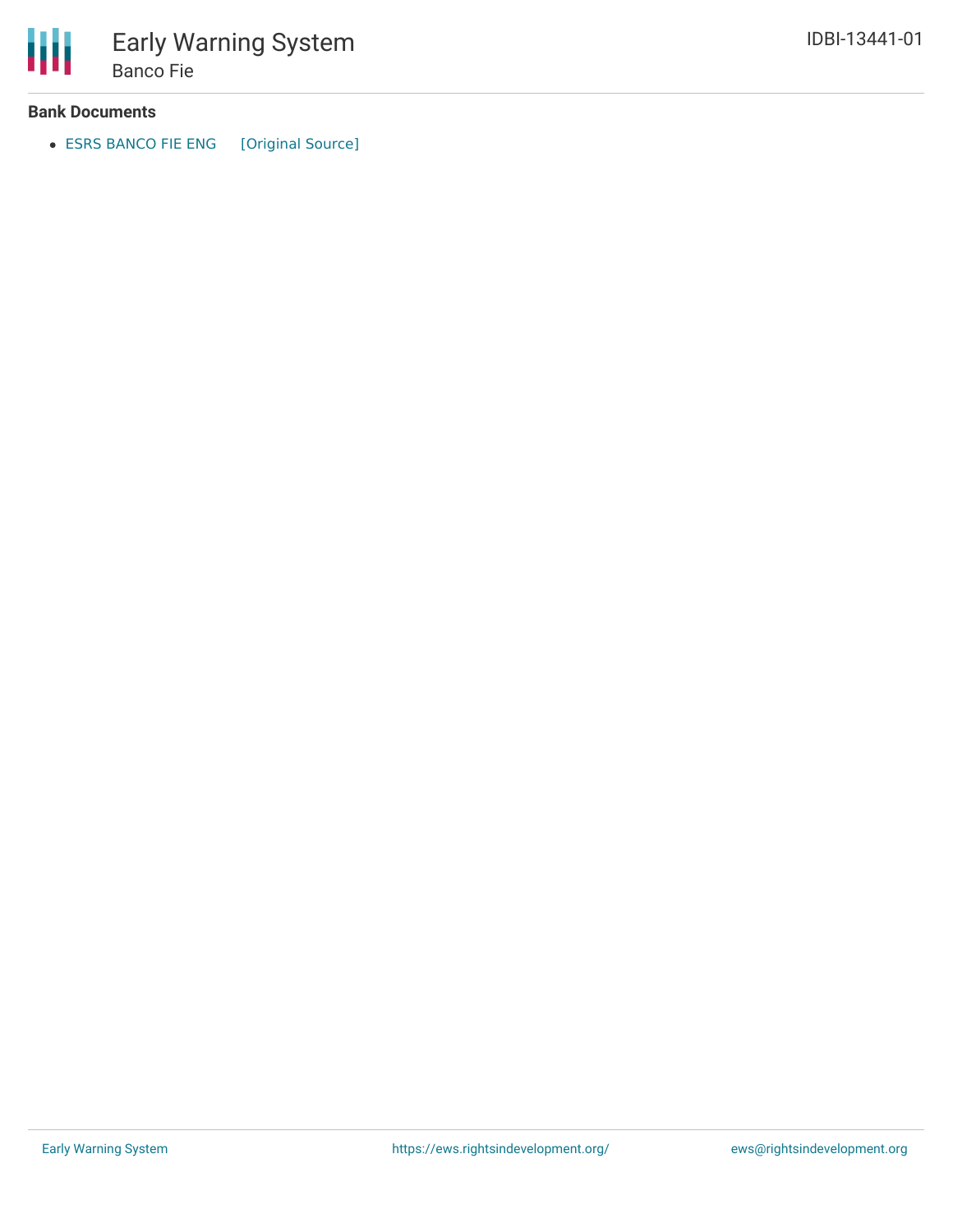### Bank Documents

- ESRS BANCO FIE ENG [Original Source]